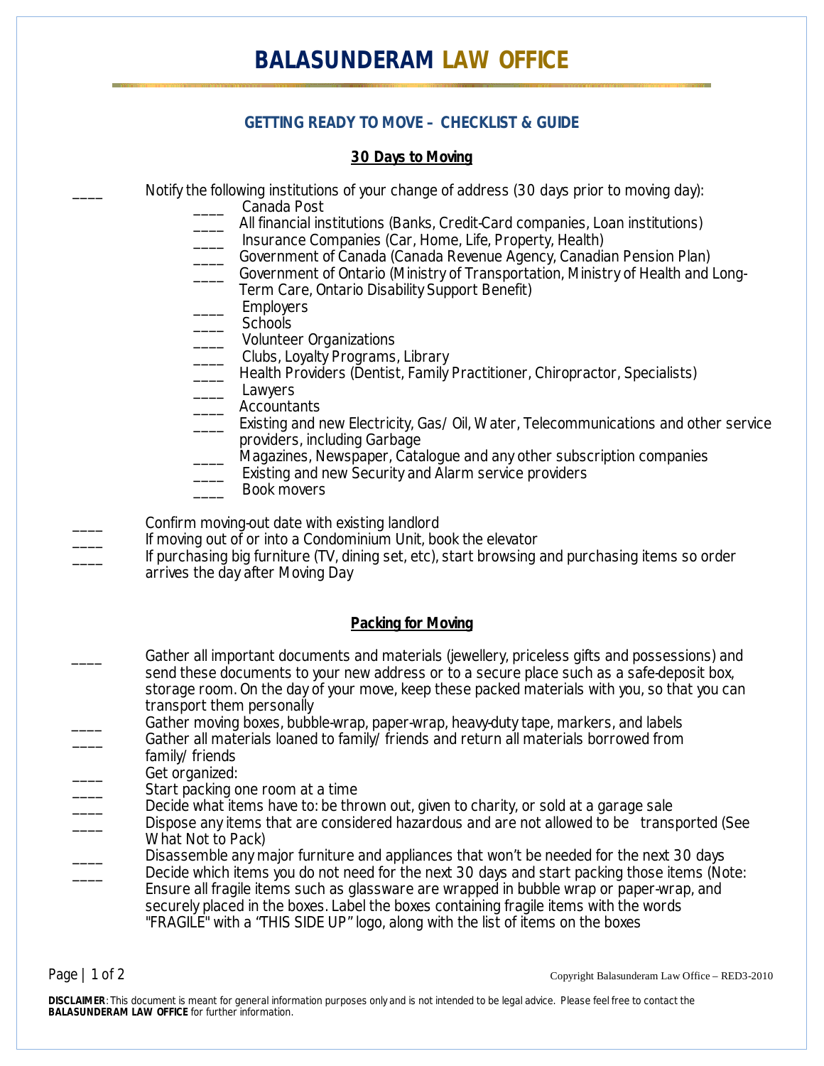# BALASUNDERAM LAW OFFICE

## GETTING READY TO MOVE – CHECKLIST & GUIDE

### 30 Days to Moving

____ Notify the following institutions of your change of address (30 days prior to moving day):

- ____ Canada Post
- ____ All financial institutions (Banks, Credit-Card companies, Loan institutions)
- ____ Insurance Companies (Car, Home, Life, Property, Health)
- ____ Government of Canada (Canada Revenue Agency, Canadian Pension Plan)
- ____ Government of Ontario (Ministry of Transportation, Ministry of Health and Long-Term Care, Ontario Disability Support Benefit)
- ____ Employers
- ____ Schools
- ____ Volunteer Organizations
- ____ Clubs, Loyalty Programs, Library
- ____ Health Providers (Dentist, Family Practitioner, Chiropractor, Specialists)
- ____ Lawyers
- ____ Accountants
- ____ Existing and new Electricity, Gas/ Oil, Water, Telecommunications and other service providers, including Garbage
- ____ Magazines, Newspaper, Catalogue and any other subscription companies
- ____ Existing and new Security and Alarm service providers
- ____ Book movers

____ Confirm moving-out date with existing landlord

____ If moving out of or into a Condominium Unit, book the elevator

____ If purchasing big furniture (TV, dining set, etc), start browsing and purchasing items so order arrives the day after Moving Day

### Packing for Moving

____ Gather all important documents and materials (jewellery, priceless gifts and possessions) and send these documents to your new address or to a secure place such as a safe-deposit box, storage room. On the day of your move, keep these packed materials with you, so that you can transport them personally

____ Gather moving boxes, bubble-wrap, paper-wrap, heavy-duty tape, markers, and labels

____ Gather all materials loaned to family/ friends and return all materials borrowed from family/ friends

____ Get organized:

____ Start packing one room at a time

____ Decide what items have to: be thrown out, given to charity, or sold at a garage sale

____ Dispose any items that are considered hazardous and are not allowed to be transported (See What Not to Pack)

____ Disassemble any major furniture and appliances that won't be needed for the next 30 days

____ Decide which items you do not need for the next 30 days and start packing those items (Note: Ensure all fragile items such as glassware are wrapped in bubble wrap or paper-wrap, and securely placed in the boxes. Label the boxes containing fragile items with the words "FRAGILE" with a "THIS SIDE UP" logo, along with the list of items on the boxes

Copyright Balasunderam Law Office – RED3-2010

**DISCLAIMER**: This document is meant for general information purposes only and is not intended to be legal advice. Please feel free to contact the **BALASUNDERAM LAW OFFICE** for further information.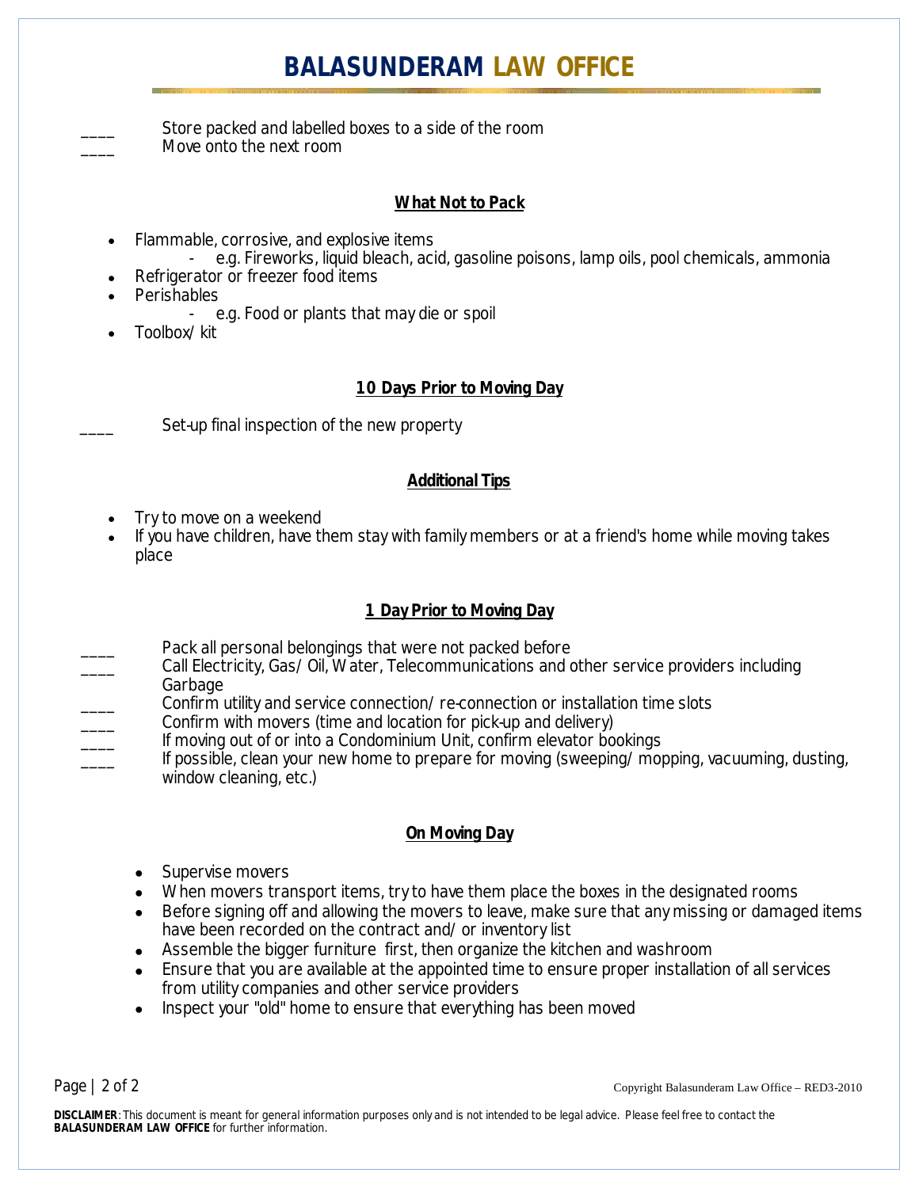____ Store packed and labelled boxes to a side of the room
____ Move onto the next room

## What Not to Pack

- Flammable, corrosive, and explosive items
  - e.g. Fireworks, liquid bleach, acid, gasoline poisons, lamp oils, pool chemicals, ammonia
- Refrigerator or freezer food items
- Perishables
  - e.g. Food or plants that may die or spoil
- Toolbox/ kit

## 10 Days Prior to Moving Day

____ Set-up final inspection of the new property

## Additional Tips

- Try to move on a weekend
- If you have children, have them stay with family members or at a friend's home while moving takes place

## 1 Day Prior to Moving Day

____ Pack all personal belongings that were not packed before
____ Call Electricity, Gas/ Oil, Water, Telecommunications and other service providers including Garbage
____ Confirm utility and service connection/ re-connection or installation time slots
____ Confirm with movers (time and location for pick-up and delivery)
____ If moving out of or into a Condominium Unit, confirm elevator bookings
____ If possible, clean your new home to prepare for moving (sweeping/ mopping, vacuuming, dusting, window cleaning, etc.)

## On Moving Day

- Supervise movers
- When movers transport items, try to have them place the boxes in the designated rooms
- Before signing off and allowing the movers to leave, make sure that any missing or damaged items have been recorded on the contract and/ or inventory list
- Assemble the bigger furniture first, then organize the kitchen and washroom
- Ensure that you are available at the appointed time to ensure proper installation of all services from utility companies and other service providers
- Inspect your "old" home to ensure that everything has been moved

Copyright Balasunderam Law Office – RED3-2010

**DISCLAIMER**: This document is meant for general information purposes only and is not intended to be legal advice. Please feel free to contact the **BALASUNDERAM LAW OFFICE** for further information.